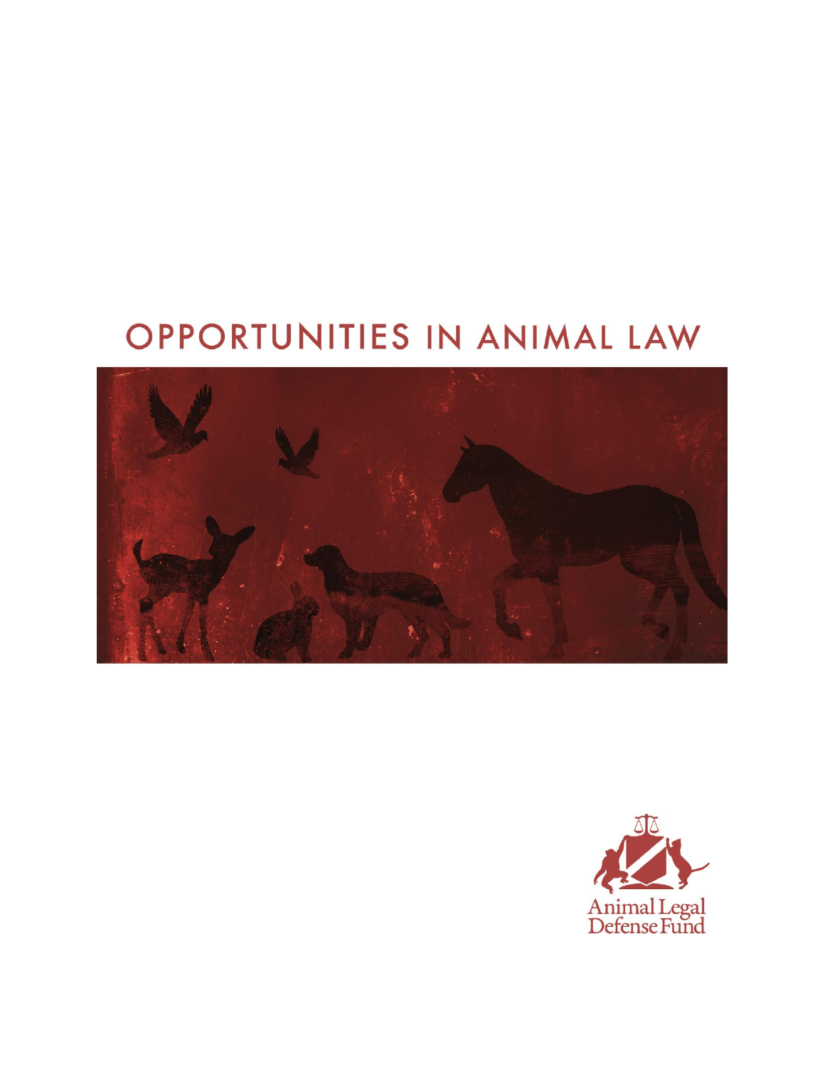# OPPORTUNITIES IN ANIMAL LAW

Animal Legal Defense Fund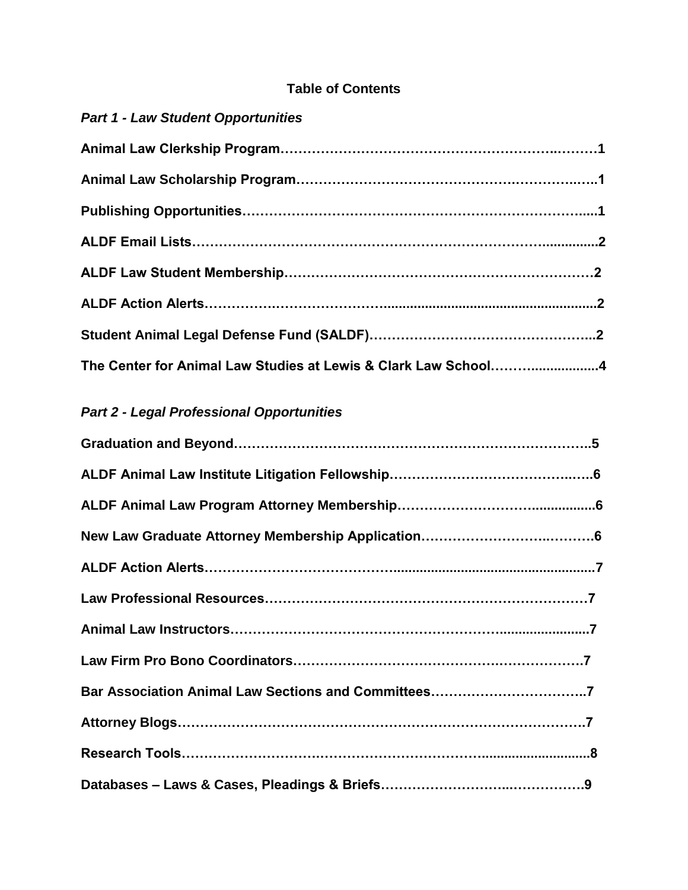# Table of Contents

## *Part 1 - Law Student Opportunities*

**Animal Law Clerkship Program……………………………………………………..………1**

**Animal Law Scholarship Program…………………………………………….………..…..1**

**Publishing Opportunities………………………………………………………………......1**

**ALDF Email Lists……………………………………………………………….…..............2**

**ALDF Law Student Membership…………………………………………………………2**

**ALDF Action Alerts………………..…………………….....................................................2**

**Student Animal Legal Defense Fund (SALDF)…………………………………………...2**

**The Center for Animal Law Studies at Lewis & Clark Law School……….................4**

## *Part 2 - Legal Professional Opportunities*

**Graduation and Beyond…………………………………………………………………..5**

**ALDF Animal Law Institute Litigation Fellowship……………………………….…….6**

**ALDF Animal Law Program Attorney Membership………………………................6**

**New Law Graduate Attorney Membership Application…………………….……….6**

**ALDF Action Alerts…………………………………......................................................7**

**Law Professional Resources………………………………………………………………7**

**Animal Law Instructors………………………………………………….......................7**

**Law Firm Pro Bono Coordinators……………………………………….………………7**

**Bar Association Animal Law Sections and Committees……….…………………..7**

**Attorney Blogs……………………………………………………………………………7**

**Research Tools…………………………………………………………...........................8**

**Databases – Laws & Cases, Pleadings & Briefs………………………..…………….9**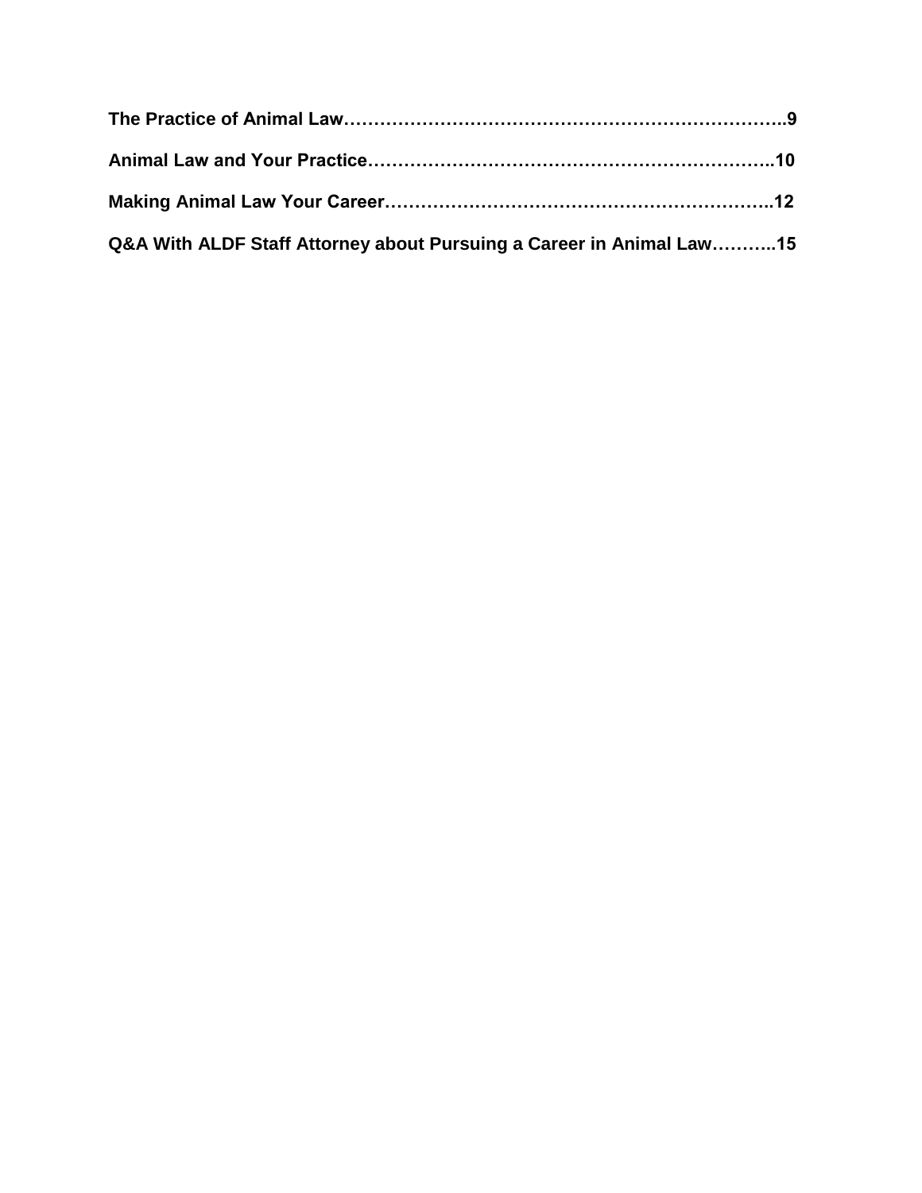**The Practice of Animal Law……………………………………………………………..9**

**Animal Law and Your Practice………………………………………………………..10**

**Making Animal Law Your Career……………………………………………………..12**

**Q&A With ALDF Staff Attorney about Pursuing a Career in Animal Law………..15**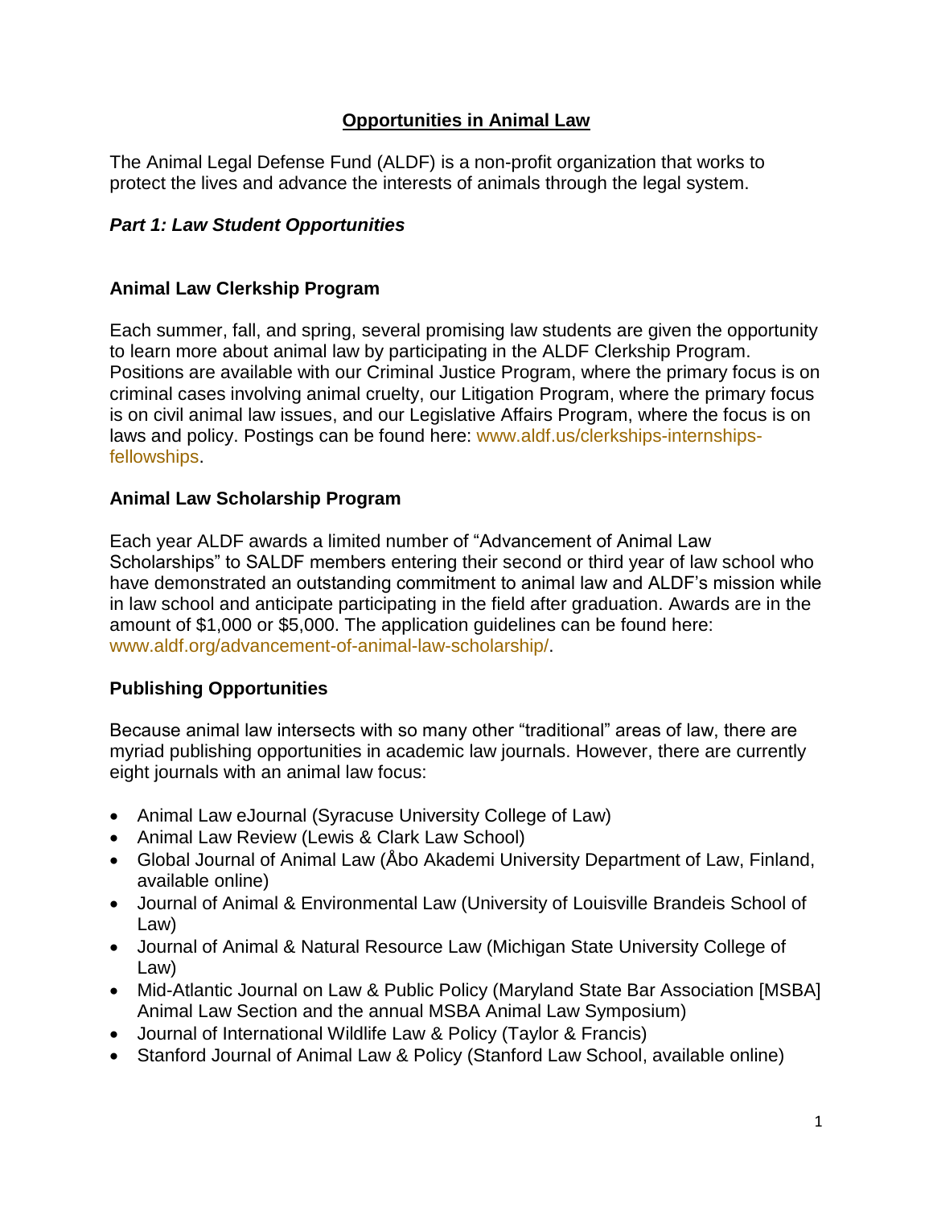# Opportunities in Animal Law

The Animal Legal Defense Fund (ALDF) is a non-profit organization that works to protect the lives and advance the interests of animals through the legal system.

## *Part 1: Law Student Opportunities*

### Animal Law Clerkship Program

Each summer, fall, and spring, several promising law students are given the opportunity to learn more about animal law by participating in the ALDF Clerkship Program. Positions are available with our Criminal Justice Program, where the primary focus is on criminal cases involving animal cruelty, our Litigation Program, where the primary focus is on civil animal law issues, and our Legislative Affairs Program, where the focus is on laws and policy. Postings can be found here: www.aldf.us/clerkships-internships-fellowships.

### Animal Law Scholarship Program

Each year ALDF awards a limited number of "Advancement of Animal Law Scholarships" to SALDF members entering their second or third year of law school who have demonstrated an outstanding commitment to animal law and ALDF's mission while in law school and anticipate participating in the field after graduation. Awards are in the amount of $1,000 or $5,000. The application guidelines can be found here: www.aldf.org/advancement-of-animal-law-scholarship/.

### Publishing Opportunities

Because animal law intersects with so many other "traditional" areas of law, there are myriad publishing opportunities in academic law journals. However, there are currently eight journals with an animal law focus:

- Animal Law eJournal (Syracuse University College of Law)
- Animal Law Review (Lewis & Clark Law School)
- Global Journal of Animal Law (Åbo Akademi University Department of Law, Finland, available online)
- Journal of Animal & Environmental Law (University of Louisville Brandeis School of Law)
- Journal of Animal & Natural Resource Law (Michigan State University College of Law)
- Mid-Atlantic Journal on Law & Public Policy (Maryland State Bar Association [MSBA] Animal Law Section and the annual MSBA Animal Law Symposium)
- Journal of International Wildlife Law & Policy (Taylor & Francis)
- Stanford Journal of Animal Law & Policy (Stanford Law School, available online)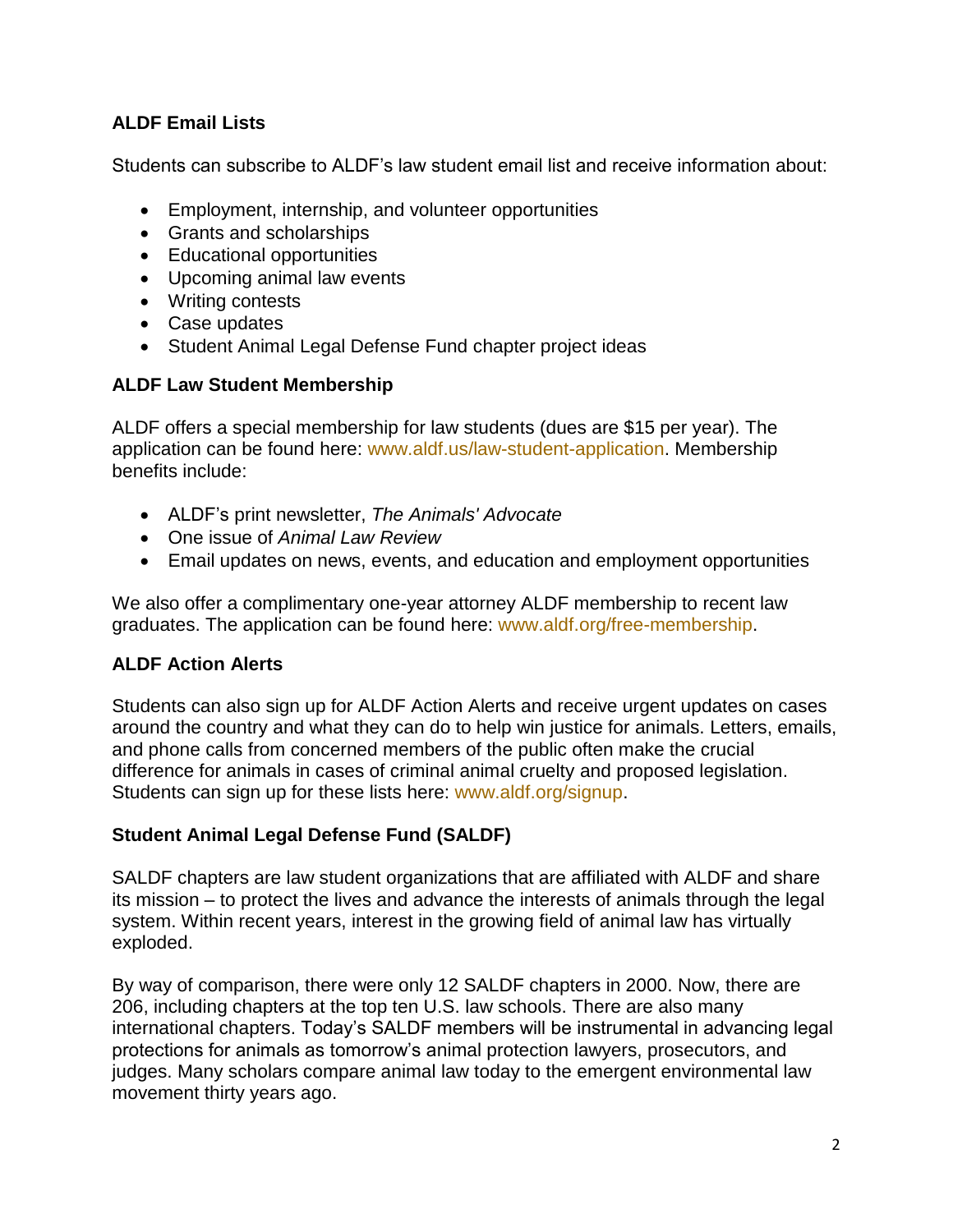### ALDF Email Lists

Students can subscribe to ALDF's law student email list and receive information about:

- Employment, internship, and volunteer opportunities
- Grants and scholarships
- Educational opportunities
- Upcoming animal law events
- Writing contests
- Case updates
- Student Animal Legal Defense Fund chapter project ideas

### ALDF Law Student Membership

ALDF offers a special membership for law students (dues are $15 per year). The application can be found here: www.aldf.us/law-student-application. Membership benefits include:

- ALDF's print newsletter, *The Animals' Advocate*
- One issue of *Animal Law Review*
- Email updates on news, events, and education and employment opportunities

We also offer a complimentary one-year attorney ALDF membership to recent law graduates. The application can be found here: www.aldf.org/free-membership.

### ALDF Action Alerts

Students can also sign up for ALDF Action Alerts and receive urgent updates on cases around the country and what they can do to help win justice for animals. Letters, emails, and phone calls from concerned members of the public often make the crucial difference for animals in cases of criminal animal cruelty and proposed legislation. Students can sign up for these lists here: www.aldf.org/signup.

### Student Animal Legal Defense Fund (SALDF)

SALDF chapters are law student organizations that are affiliated with ALDF and share its mission – to protect the lives and advance the interests of animals through the legal system. Within recent years, interest in the growing field of animal law has virtually exploded.

By way of comparison, there were only 12 SALDF chapters in 2000. Now, there are 206, including chapters at the top ten U.S. law schools. There are also many international chapters. Today's SALDF members will be instrumental in advancing legal protections for animals as tomorrow's animal protection lawyers, prosecutors, and judges. Many scholars compare animal law today to the emergent environmental law movement thirty years ago.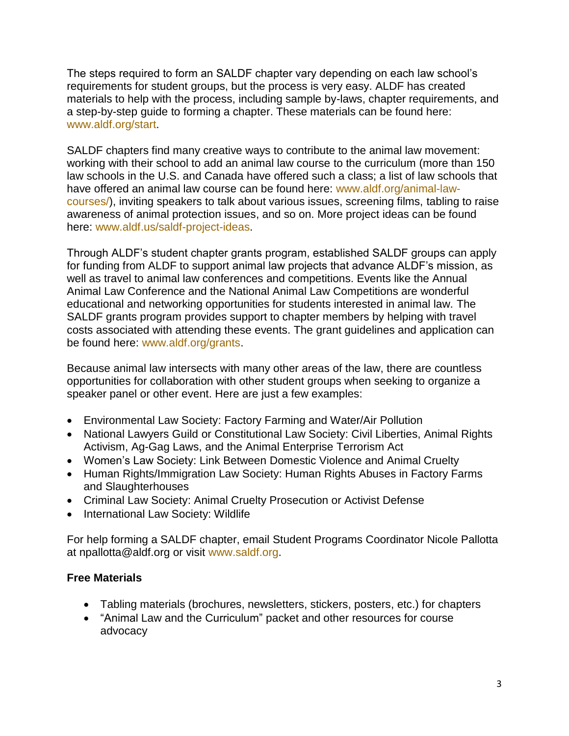The steps required to form an SALDF chapter vary depending on each law school's requirements for student groups, but the process is very easy. ALDF has created materials to help with the process, including sample by-laws, chapter requirements, and a step-by-step guide to forming a chapter. These materials can be found here: www.aldf.org/start.

SALDF chapters find many creative ways to contribute to the animal law movement: working with their school to add an animal law course to the curriculum (more than 150 law schools in the U.S. and Canada have offered such a class; a list of law schools that have offered an animal law course can be found here: www.aldf.org/animal-law-courses/), inviting speakers to talk about various issues, screening films, tabling to raise awareness of animal protection issues, and so on. More project ideas can be found here: www.aldf.us/saldf-project-ideas.

Through ALDF's student chapter grants program, established SALDF groups can apply for funding from ALDF to support animal law projects that advance ALDF's mission, as well as travel to animal law conferences and competitions. Events like the Annual Animal Law Conference and the National Animal Law Competitions are wonderful educational and networking opportunities for students interested in animal law. The SALDF grants program provides support to chapter members by helping with travel costs associated with attending these events. The grant guidelines and application can be found here: www.aldf.org/grants.

Because animal law intersects with many other areas of the law, there are countless opportunities for collaboration with other student groups when seeking to organize a speaker panel or other event. Here are just a few examples:

- Environmental Law Society: Factory Farming and Water/Air Pollution
- National Lawyers Guild or Constitutional Law Society: Civil Liberties, Animal Rights Activism, Ag-Gag Laws, and the Animal Enterprise Terrorism Act
- Women's Law Society: Link Between Domestic Violence and Animal Cruelty
- Human Rights/Immigration Law Society: Human Rights Abuses in Factory Farms and Slaughterhouses
- Criminal Law Society: Animal Cruelty Prosecution or Activist Defense
- International Law Society: Wildlife

For help forming a SALDF chapter, email Student Programs Coordinator Nicole Pallotta at npallotta@aldf.org or visit www.saldf.org.

**Free Materials**

- Tabling materials (brochures, newsletters, stickers, posters, etc.) for chapters
- "Animal Law and the Curriculum" packet and other resources for course advocacy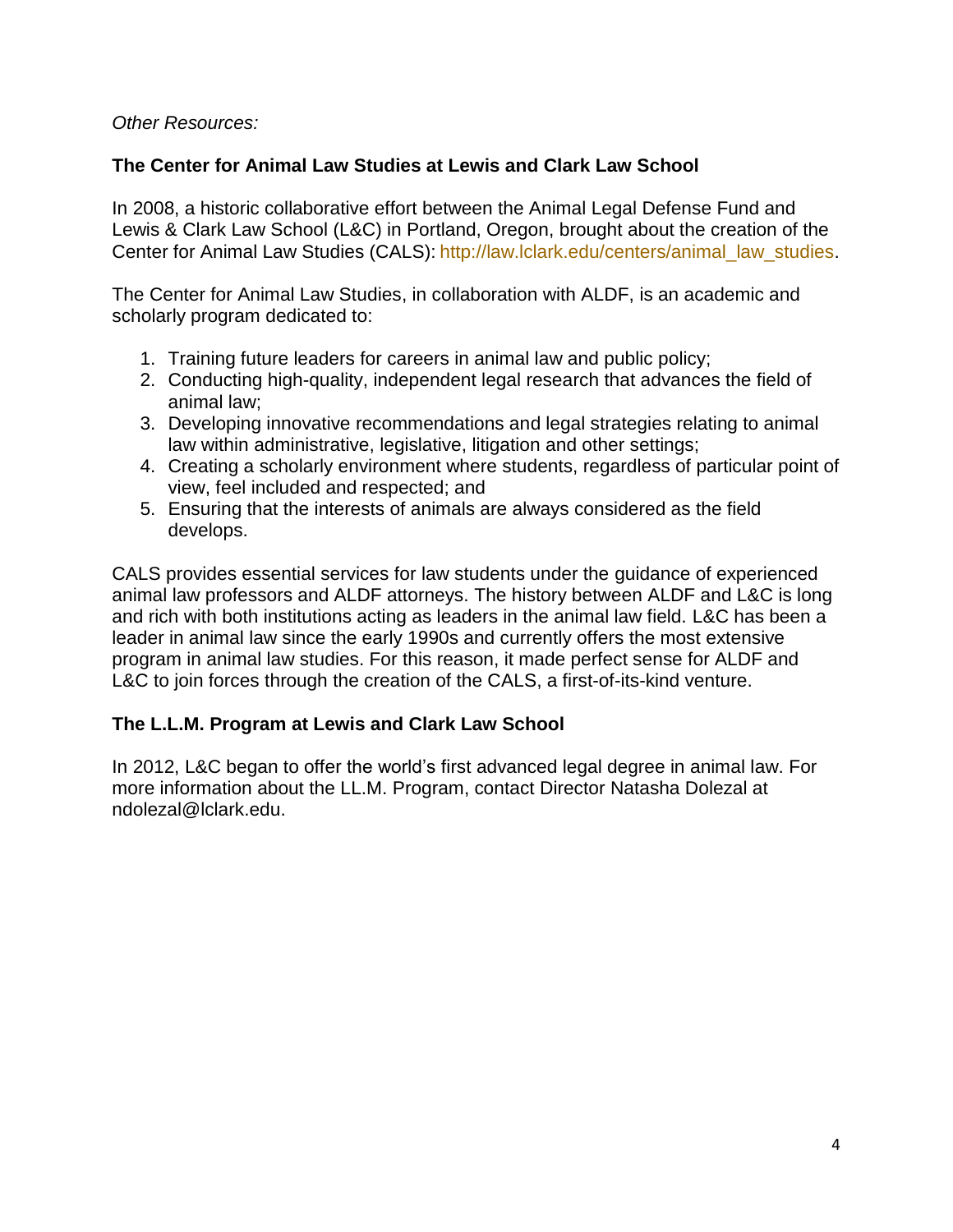*Other Resources:*

### The Center for Animal Law Studies at Lewis and Clark Law School

In 2008, a historic collaborative effort between the Animal Legal Defense Fund and Lewis & Clark Law School (L&C) in Portland, Oregon, brought about the creation of the Center for Animal Law Studies (CALS): http://law.lclark.edu/centers/animal_law_studies.

The Center for Animal Law Studies, in collaboration with ALDF, is an academic and scholarly program dedicated to:

1. Training future leaders for careers in animal law and public policy;
2. Conducting high-quality, independent legal research that advances the field of animal law;
3. Developing innovative recommendations and legal strategies relating to animal law within administrative, legislative, litigation and other settings;
4. Creating a scholarly environment where students, regardless of particular point of view, feel included and respected; and
5. Ensuring that the interests of animals are always considered as the field develops.

CALS provides essential services for law students under the guidance of experienced animal law professors and ALDF attorneys. The history between ALDF and L&C is long and rich with both institutions acting as leaders in the animal law field. L&C has been a leader in animal law since the early 1990s and currently offers the most extensive program in animal law studies. For this reason, it made perfect sense for ALDF and L&C to join forces through the creation of the CALS, a first-of-its-kind venture.

### The L.L.M. Program at Lewis and Clark Law School

In 2012, L&C began to offer the world's first advanced legal degree in animal law. For more information about the LL.M. Program, contact Director Natasha Dolezal at ndolezal@lclark.edu.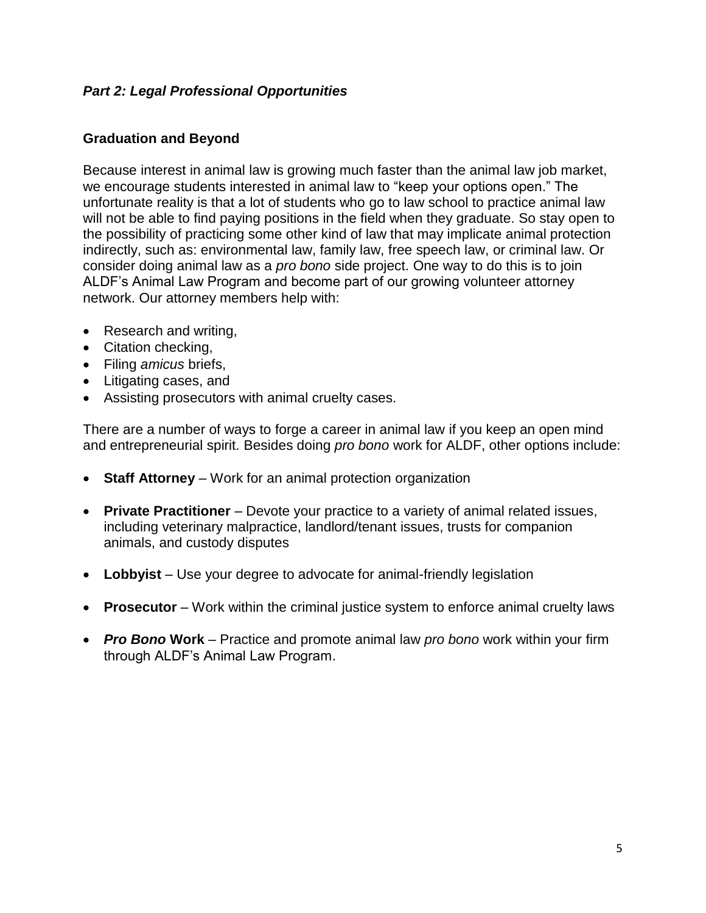### *Part 2: Legal Professional Opportunities*

#### Graduation and Beyond

Because interest in animal law is growing much faster than the animal law job market, we encourage students interested in animal law to "keep your options open." The unfortunate reality is that a lot of students who go to law school to practice animal law will not be able to find paying positions in the field when they graduate. So stay open to the possibility of practicing some other kind of law that may implicate animal protection indirectly, such as: environmental law, family law, free speech law, or criminal law. Or consider doing animal law as a *pro bono* side project. One way to do this is to join ALDF's Animal Law Program and become part of our growing volunteer attorney network. Our attorney members help with:

- Research and writing,
- Citation checking,
- Filing *amicus* briefs,
- Litigating cases, and
- Assisting prosecutors with animal cruelty cases.

There are a number of ways to forge a career in animal law if you keep an open mind and entrepreneurial spirit. Besides doing *pro bono* work for ALDF, other options include:

- **Staff Attorney** – Work for an animal protection organization
- **Private Practitioner** – Devote your practice to a variety of animal related issues, including veterinary malpractice, landlord/tenant issues, trusts for companion animals, and custody disputes
- **Lobbyist** – Use your degree to advocate for animal-friendly legislation
- **Prosecutor** – Work within the criminal justice system to enforce animal cruelty laws
- ***Pro Bono* Work** – Practice and promote animal law *pro bono* work within your firm through ALDF's Animal Law Program.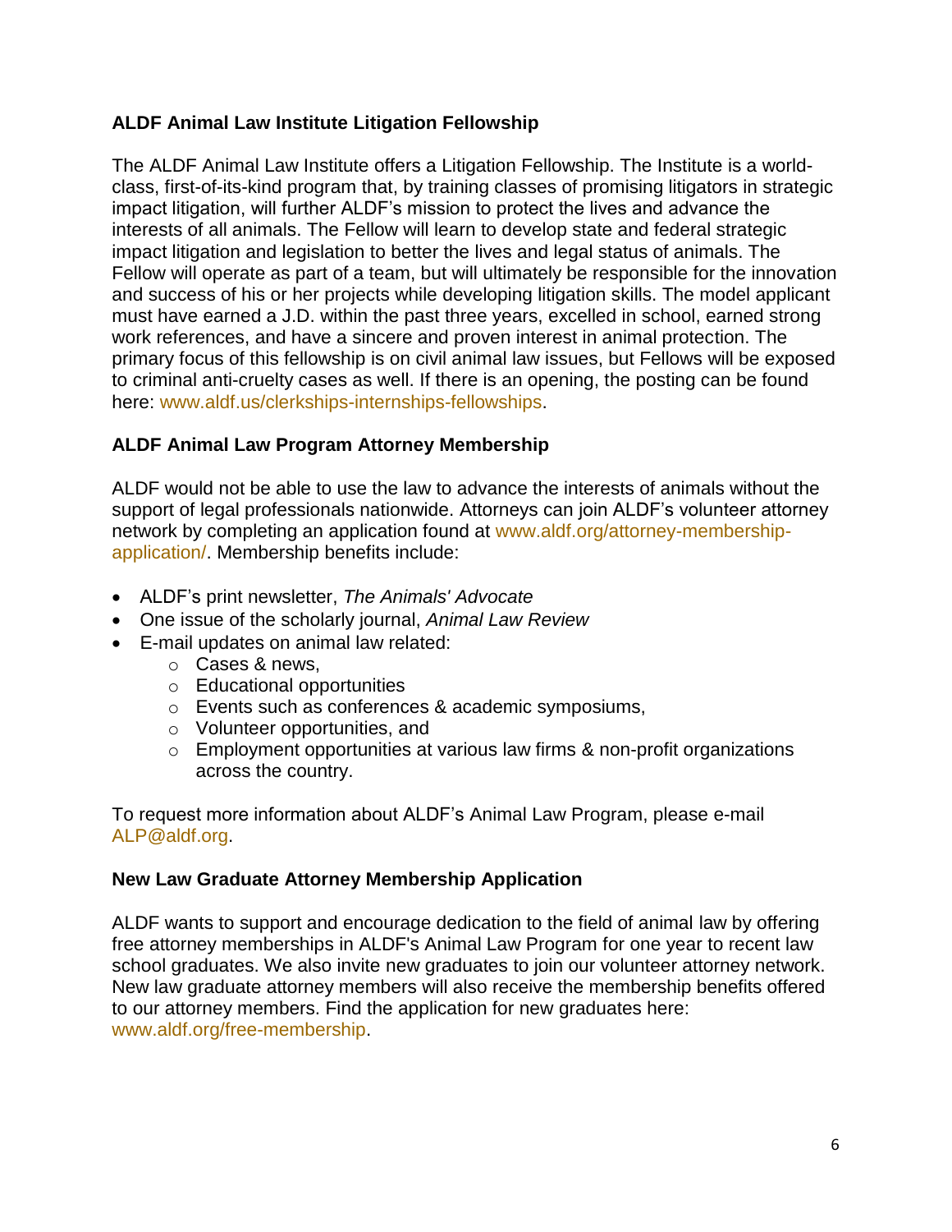### ALDF Animal Law Institute Litigation Fellowship

The ALDF Animal Law Institute offers a Litigation Fellowship. The Institute is a world-class, first-of-its-kind program that, by training classes of promising litigators in strategic impact litigation, will further ALDF's mission to protect the lives and advance the interests of all animals. The Fellow will learn to develop state and federal strategic impact litigation and legislation to better the lives and legal status of animals. The Fellow will operate as part of a team, but will ultimately be responsible for the innovation and success of his or her projects while developing litigation skills. The model applicant must have earned a J.D. within the past three years, excelled in school, earned strong work references, and have a sincere and proven interest in animal protection. The primary focus of this fellowship is on civil animal law issues, but Fellows will be exposed to criminal anti-cruelty cases as well. If there is an opening, the posting can be found here: www.aldf.us/clerkships-internships-fellowships.

### ALDF Animal Law Program Attorney Membership

ALDF would not be able to use the law to advance the interests of animals without the support of legal professionals nationwide. Attorneys can join ALDF's volunteer attorney network by completing an application found at www.aldf.org/attorney-membership-application/. Membership benefits include:

- ALDF's print newsletter, *The Animals' Advocate*
- One issue of the scholarly journal, *Animal Law Review*
- E-mail updates on animal law related:
  - Cases & news,
  - Educational opportunities
  - Events such as conferences & academic symposiums,
  - Volunteer opportunities, and
  - Employment opportunities at various law firms & non-profit organizations across the country.

To request more information about ALDF's Animal Law Program, please e-mail ALP@aldf.org.

### New Law Graduate Attorney Membership Application

ALDF wants to support and encourage dedication to the field of animal law by offering free attorney memberships in ALDF's Animal Law Program for one year to recent law school graduates. We also invite new graduates to join our volunteer attorney network. New law graduate attorney members will also receive the membership benefits offered to our attorney members. Find the application for new graduates here: www.aldf.org/free-membership.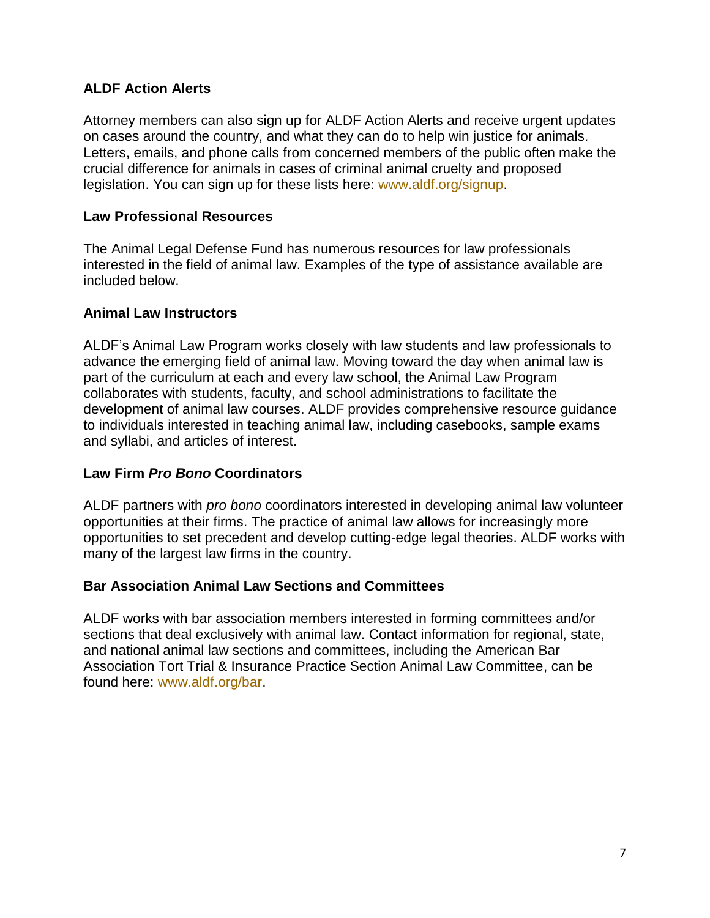### ALDF Action Alerts

Attorney members can also sign up for ALDF Action Alerts and receive urgent updates on cases around the country, and what they can do to help win justice for animals. Letters, emails, and phone calls from concerned members of the public often make the crucial difference for animals in cases of criminal animal cruelty and proposed legislation. You can sign up for these lists here: www.aldf.org/signup.

### Law Professional Resources

The Animal Legal Defense Fund has numerous resources for law professionals interested in the field of animal law. Examples of the type of assistance available are included below.

### Animal Law Instructors

ALDF's Animal Law Program works closely with law students and law professionals to advance the emerging field of animal law. Moving toward the day when animal law is part of the curriculum at each and every law school, the Animal Law Program collaborates with students, faculty, and school administrations to facilitate the development of animal law courses. ALDF provides comprehensive resource guidance to individuals interested in teaching animal law, including casebooks, sample exams and syllabi, and articles of interest.

### Law Firm *Pro Bono* Coordinators

ALDF partners with *pro bono* coordinators interested in developing animal law volunteer opportunities at their firms. The practice of animal law allows for increasingly more opportunities to set precedent and develop cutting-edge legal theories. ALDF works with many of the largest law firms in the country.

### Bar Association Animal Law Sections and Committees

ALDF works with bar association members interested in forming committees and/or sections that deal exclusively with animal law. Contact information for regional, state, and national animal law sections and committees, including the American Bar Association Tort Trial & Insurance Practice Section Animal Law Committee, can be found here: www.aldf.org/bar.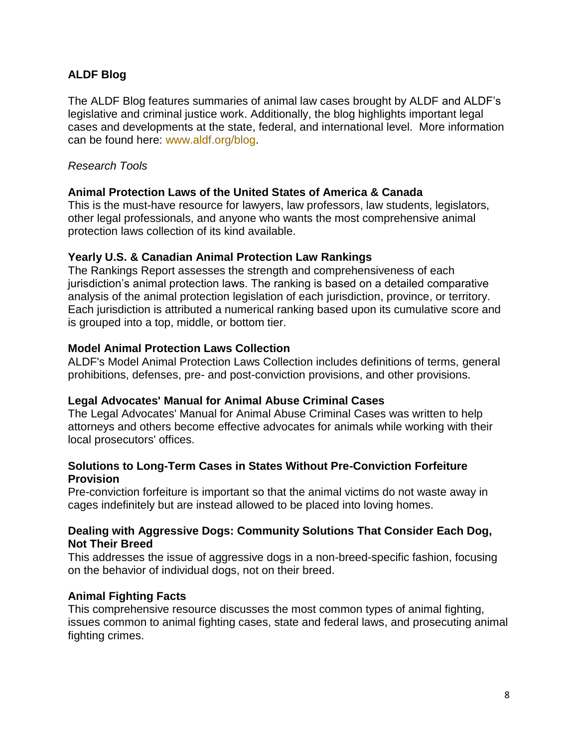### ALDF Blog

The ALDF Blog features summaries of animal law cases brought by ALDF and ALDF's legislative and criminal justice work. Additionally, the blog highlights important legal cases and developments at the state, federal, and international level. More information can be found here: www.aldf.org/blog.

*Research Tools*

**Animal Protection Laws of the United States of America & Canada**
This is the must-have resource for lawyers, law professors, law students, legislators, other legal professionals, and anyone who wants the most comprehensive animal protection laws collection of its kind available.

**Yearly U.S. & Canadian Animal Protection Law Rankings**
The Rankings Report assesses the strength and comprehensiveness of each jurisdiction's animal protection laws. The ranking is based on a detailed comparative analysis of the animal protection legislation of each jurisdiction, province, or territory. Each jurisdiction is attributed a numerical ranking based upon its cumulative score and is grouped into a top, middle, or bottom tier.

**Model Animal Protection Laws Collection**
ALDF's Model Animal Protection Laws Collection includes definitions of terms, general prohibitions, defenses, pre- and post-conviction provisions, and other provisions.

**Legal Advocates' Manual for Animal Abuse Criminal Cases**
The Legal Advocates' Manual for Animal Abuse Criminal Cases was written to help attorneys and others become effective advocates for animals while working with their local prosecutors' offices.

**Solutions to Long-Term Cases in States Without Pre-Conviction Forfeiture Provision**
Pre-conviction forfeiture is important so that the animal victims do not waste away in cages indefinitely but are instead allowed to be placed into loving homes.

**Dealing with Aggressive Dogs: Community Solutions That Consider Each Dog, Not Their Breed**
This addresses the issue of aggressive dogs in a non-breed-specific fashion, focusing on the behavior of individual dogs, not on their breed.

**Animal Fighting Facts**
This comprehensive resource discusses the most common types of animal fighting, issues common to animal fighting cases, state and federal laws, and prosecuting animal fighting crimes.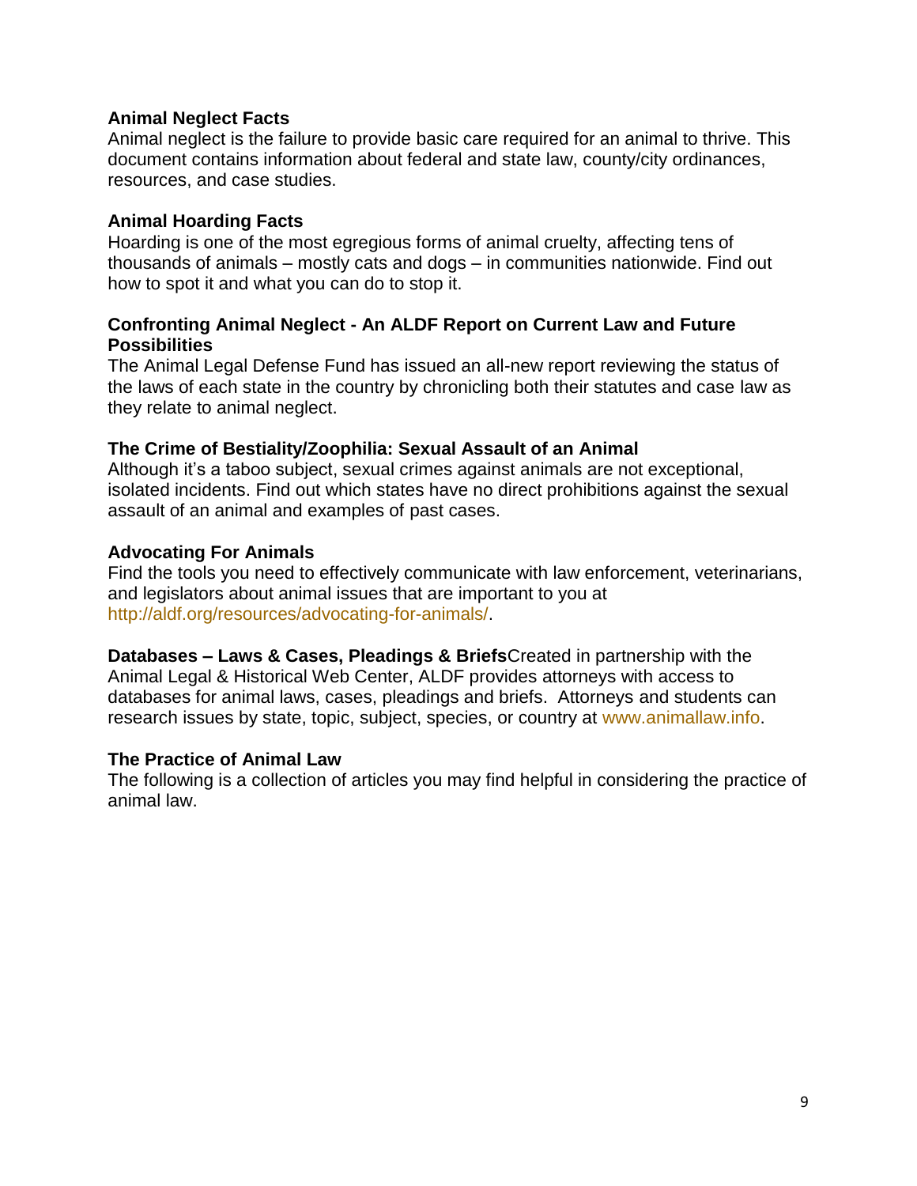**Animal Neglect Facts**
Animal neglect is the failure to provide basic care required for an animal to thrive. This document contains information about federal and state law, county/city ordinances, resources, and case studies.

**Animal Hoarding Facts**
Hoarding is one of the most egregious forms of animal cruelty, affecting tens of thousands of animals – mostly cats and dogs – in communities nationwide. Find out how to spot it and what you can do to stop it.

**Confronting Animal Neglect - An ALDF Report on Current Law and Future Possibilities**
The Animal Legal Defense Fund has issued an all-new report reviewing the status of the laws of each state in the country by chronicling both their statutes and case law as they relate to animal neglect.

**The Crime of Bestiality/Zoophilia: Sexual Assault of an Animal**
Although it's a taboo subject, sexual crimes against animals are not exceptional, isolated incidents. Find out which states have no direct prohibitions against the sexual assault of an animal and examples of past cases.

**Advocating For Animals**
Find the tools you need to effectively communicate with law enforcement, veterinarians, and legislators about animal issues that are important to you at http://aldf.org/resources/advocating-for-animals/.

**Databases – Laws & Cases, Pleadings & Briefs**Created in partnership with the Animal Legal & Historical Web Center, ALDF provides attorneys with access to databases for animal laws, cases, pleadings and briefs. Attorneys and students can research issues by state, topic, subject, species, or country at www.animallaw.info.

**The Practice of Animal Law**
The following is a collection of articles you may find helpful in considering the practice of animal law.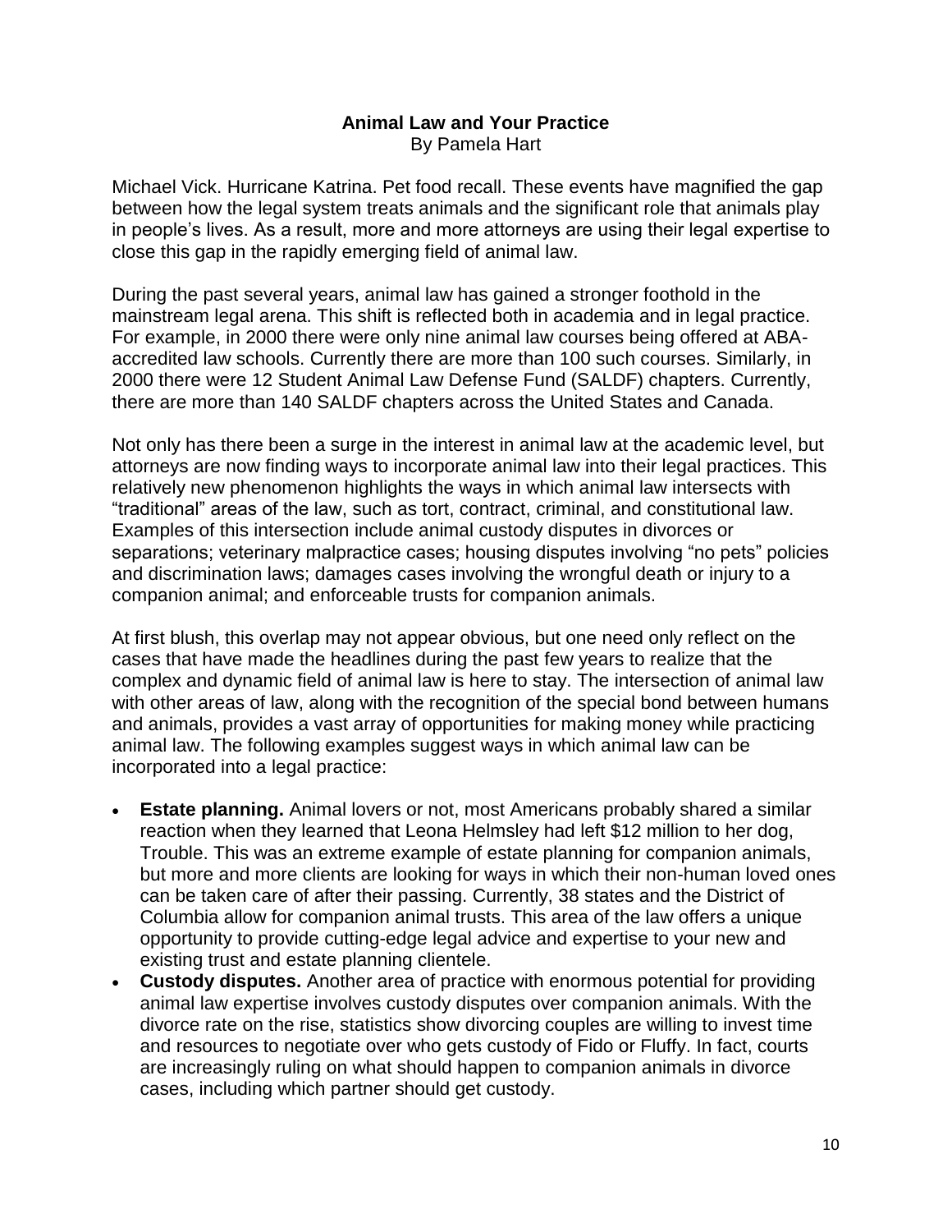## Animal Law and Your Practice

By Pamela Hart

Michael Vick. Hurricane Katrina. Pet food recall. These events have magnified the gap between how the legal system treats animals and the significant role that animals play in people's lives. As a result, more and more attorneys are using their legal expertise to close this gap in the rapidly emerging field of animal law.

During the past several years, animal law has gained a stronger foothold in the mainstream legal arena. This shift is reflected both in academia and in legal practice. For example, in 2000 there were only nine animal law courses being offered at ABA-accredited law schools. Currently there are more than 100 such courses. Similarly, in 2000 there were 12 Student Animal Law Defense Fund (SALDF) chapters. Currently, there are more than 140 SALDF chapters across the United States and Canada.

Not only has there been a surge in the interest in animal law at the academic level, but attorneys are now finding ways to incorporate animal law into their legal practices. This relatively new phenomenon highlights the ways in which animal law intersects with "traditional" areas of the law, such as tort, contract, criminal, and constitutional law. Examples of this intersection include animal custody disputes in divorces or separations; veterinary malpractice cases; housing disputes involving "no pets" policies and discrimination laws; damages cases involving the wrongful death or injury to a companion animal; and enforceable trusts for companion animals.

At first blush, this overlap may not appear obvious, but one need only reflect on the cases that have made the headlines during the past few years to realize that the complex and dynamic field of animal law is here to stay. The intersection of animal law with other areas of law, along with the recognition of the special bond between humans and animals, provides a vast array of opportunities for making money while practicing animal law. The following examples suggest ways in which animal law can be incorporated into a legal practice:

- **Estate planning.** Animal lovers or not, most Americans probably shared a similar reaction when they learned that Leona Helmsley had left $12 million to her dog, Trouble. This was an extreme example of estate planning for companion animals, but more and more clients are looking for ways in which their non-human loved ones can be taken care of after their passing. Currently, 38 states and the District of Columbia allow for companion animal trusts. This area of the law offers a unique opportunity to provide cutting-edge legal advice and expertise to your new and existing trust and estate planning clientele.
- **Custody disputes.** Another area of practice with enormous potential for providing animal law expertise involves custody disputes over companion animals. With the divorce rate on the rise, statistics show divorcing couples are willing to invest time and resources to negotiate over who gets custody of Fido or Fluffy. In fact, courts are increasingly ruling on what should happen to companion animals in divorce cases, including which partner should get custody.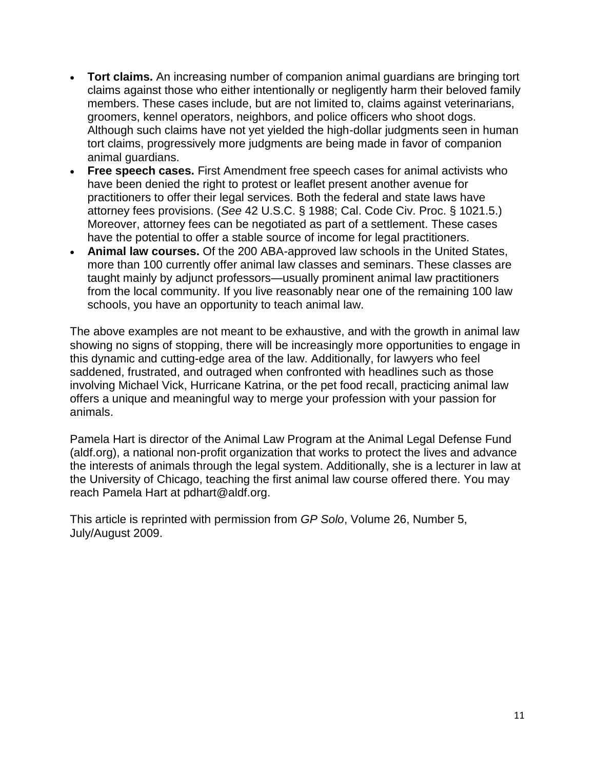- **Tort claims.** An increasing number of companion animal guardians are bringing tort claims against those who either intentionally or negligently harm their beloved family members. These cases include, but are not limited to, claims against veterinarians, groomers, kennel operators, neighbors, and police officers who shoot dogs. Although such claims have not yet yielded the high-dollar judgments seen in human tort claims, progressively more judgments are being made in favor of companion animal guardians.
- **Free speech cases.** First Amendment free speech cases for animal activists who have been denied the right to protest or leaflet present another avenue for practitioners to offer their legal services. Both the federal and state laws have attorney fees provisions. (*See* 42 U.S.C. § 1988; Cal. Code Civ. Proc. § 1021.5.) Moreover, attorney fees can be negotiated as part of a settlement. These cases have the potential to offer a stable source of income for legal practitioners.
- **Animal law courses.** Of the 200 ABA-approved law schools in the United States, more than 100 currently offer animal law classes and seminars. These classes are taught mainly by adjunct professors—usually prominent animal law practitioners from the local community. If you live reasonably near one of the remaining 100 law schools, you have an opportunity to teach animal law.

The above examples are not meant to be exhaustive, and with the growth in animal law showing no signs of stopping, there will be increasingly more opportunities to engage in this dynamic and cutting-edge area of the law. Additionally, for lawyers who feel saddened, frustrated, and outraged when confronted with headlines such as those involving Michael Vick, Hurricane Katrina, or the pet food recall, practicing animal law offers a unique and meaningful way to merge your profession with your passion for animals.

Pamela Hart is director of the Animal Law Program at the Animal Legal Defense Fund (aldf.org), a national non-profit organization that works to protect the lives and advance the interests of animals through the legal system. Additionally, she is a lecturer in law at the University of Chicago, teaching the first animal law course offered there. You may reach Pamela Hart at pdhart@aldf.org.

This article is reprinted with permission from *GP Solo*, Volume 26, Number 5, July/August 2009.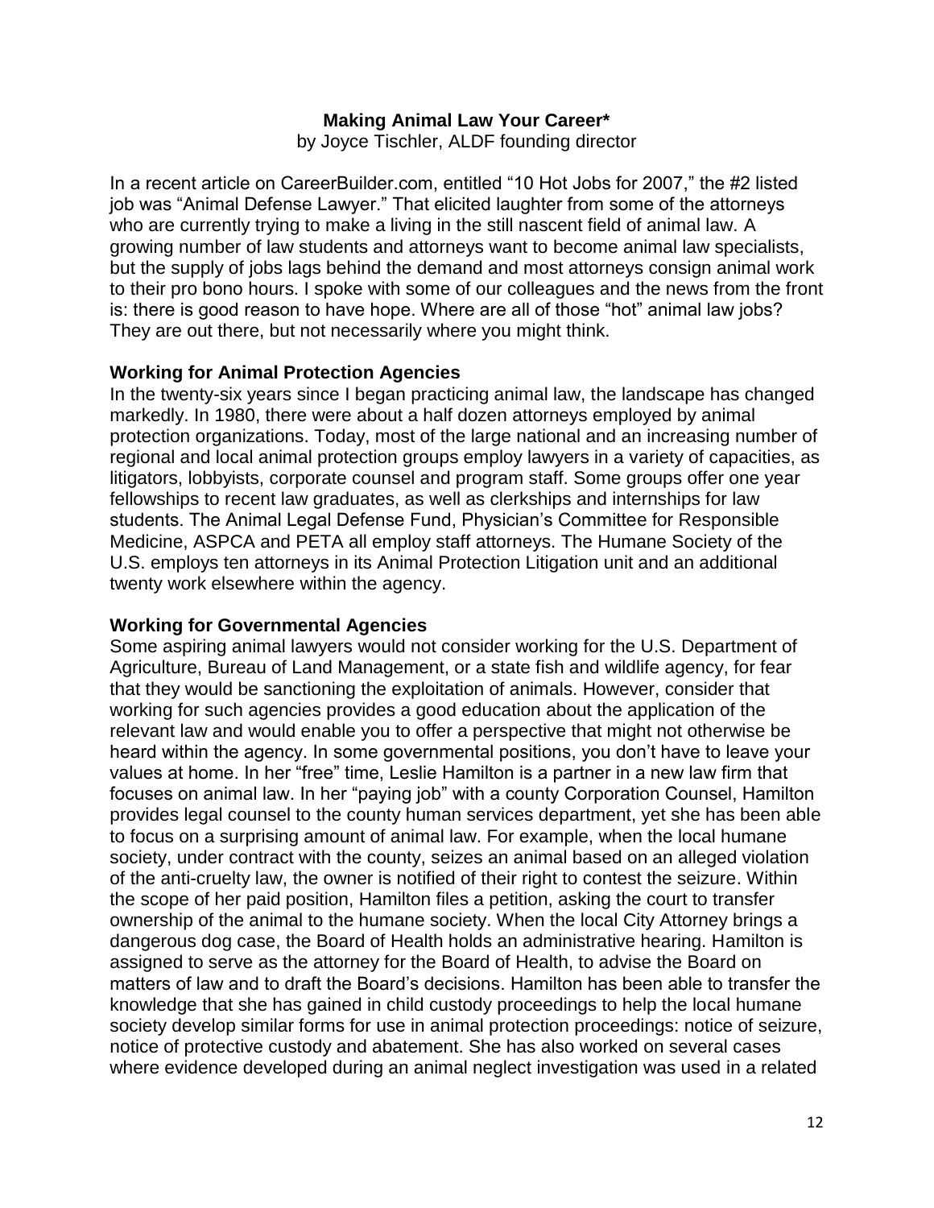**Making Animal Law Your Career***

by Joyce Tischler, ALDF founding director

In a recent article on CareerBuilder.com, entitled "10 Hot Jobs for 2007," the #2 listed job was "Animal Defense Lawyer." That elicited laughter from some of the attorneys who are currently trying to make a living in the still nascent field of animal law. A growing number of law students and attorneys want to become animal law specialists, but the supply of jobs lags behind the demand and most attorneys consign animal work to their pro bono hours. I spoke with some of our colleagues and the news from the front is: there is good reason to have hope. Where are all of those "hot" animal law jobs? They are out there, but not necessarily where you might think.

**Working for Animal Protection Agencies**

In the twenty-six years since I began practicing animal law, the landscape has changed markedly. In 1980, there were about a half dozen attorneys employed by animal protection organizations. Today, most of the large national and an increasing number of regional and local animal protection groups employ lawyers in a variety of capacities, as litigators, lobbyists, corporate counsel and program staff. Some groups offer one year fellowships to recent law graduates, as well as clerkships and internships for law students. The Animal Legal Defense Fund, Physician's Committee for Responsible Medicine, ASPCA and PETA all employ staff attorneys. The Humane Society of the U.S. employs ten attorneys in its Animal Protection Litigation unit and an additional twenty work elsewhere within the agency.

**Working for Governmental Agencies**

Some aspiring animal lawyers would not consider working for the U.S. Department of Agriculture, Bureau of Land Management, or a state fish and wildlife agency, for fear that they would be sanctioning the exploitation of animals. However, consider that working for such agencies provides a good education about the application of the relevant law and would enable you to offer a perspective that might not otherwise be heard within the agency. In some governmental positions, you don't have to leave your values at home. In her "free" time, Leslie Hamilton is a partner in a new law firm that focuses on animal law. In her "paying job" with a county Corporation Counsel, Hamilton provides legal counsel to the county human services department, yet she has been able to focus on a surprising amount of animal law. For example, when the local humane society, under contract with the county, seizes an animal based on an alleged violation of the anti-cruelty law, the owner is notified of their right to contest the seizure. Within the scope of her paid position, Hamilton files a petition, asking the court to transfer ownership of the animal to the humane society. When the local City Attorney brings a dangerous dog case, the Board of Health holds an administrative hearing. Hamilton is assigned to serve as the attorney for the Board of Health, to advise the Board on matters of law and to draft the Board's decisions. Hamilton has been able to transfer the knowledge that she has gained in child custody proceedings to help the local humane society develop similar forms for use in animal protection proceedings: notice of seizure, notice of protective custody and abatement. She has also worked on several cases where evidence developed during an animal neglect investigation was used in a related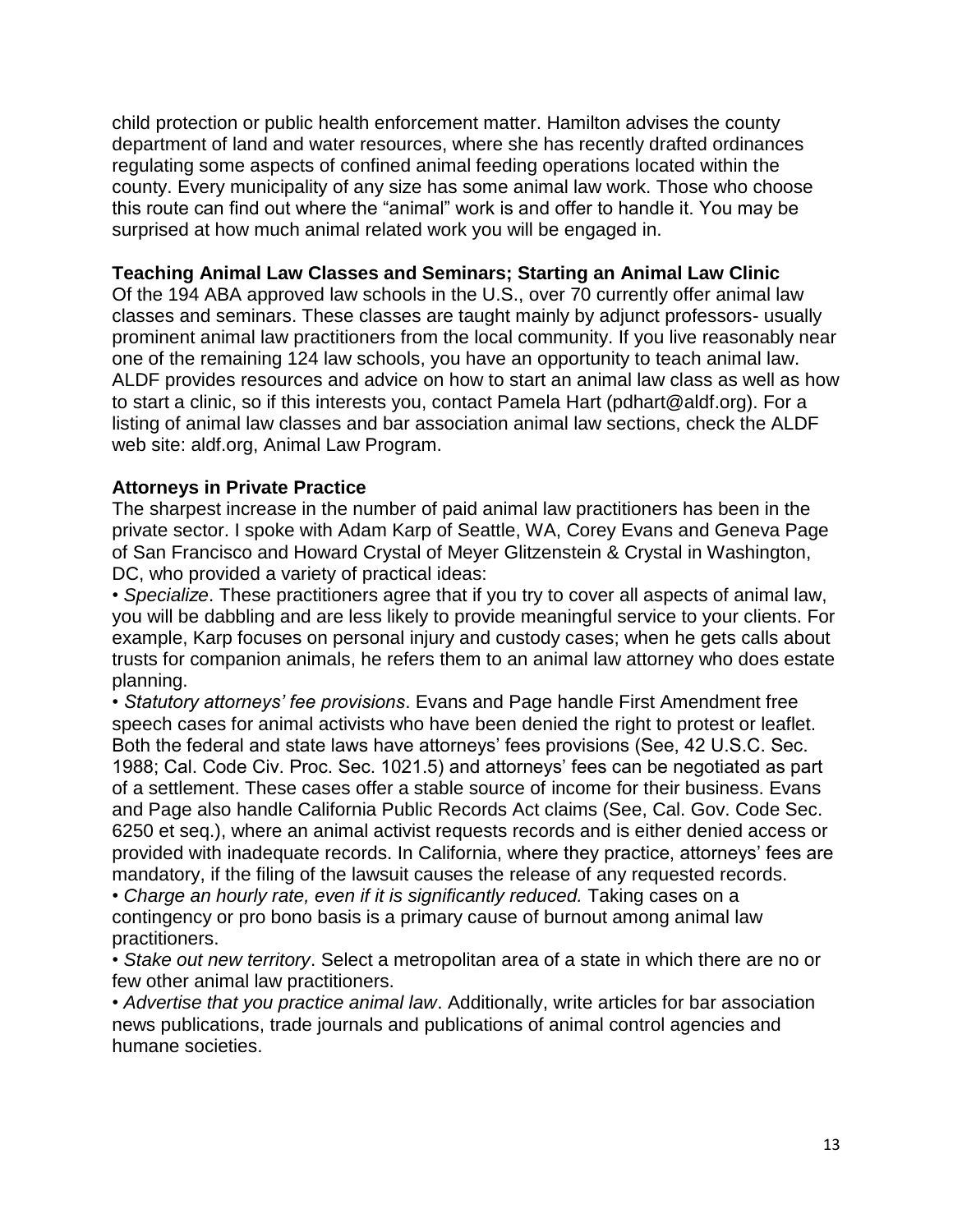child protection or public health enforcement matter. Hamilton advises the county department of land and water resources, where she has recently drafted ordinances regulating some aspects of confined animal feeding operations located within the county. Every municipality of any size has some animal law work. Those who choose this route can find out where the "animal" work is and offer to handle it. You may be surprised at how much animal related work you will be engaged in.

### Teaching Animal Law Classes and Seminars; Starting an Animal Law Clinic

Of the 194 ABA approved law schools in the U.S., over 70 currently offer animal law classes and seminars. These classes are taught mainly by adjunct professors- usually prominent animal law practitioners from the local community. If you live reasonably near one of the remaining 124 law schools, you have an opportunity to teach animal law. ALDF provides resources and advice on how to start an animal law class as well as how to start a clinic, so if this interests you, contact Pamela Hart (pdhart@aldf.org). For a listing of animal law classes and bar association animal law sections, check the ALDF web site: aldf.org, Animal Law Program.

### Attorneys in Private Practice

The sharpest increase in the number of paid animal law practitioners has been in the private sector. I spoke with Adam Karp of Seattle, WA, Corey Evans and Geneva Page of San Francisco and Howard Crystal of Meyer Glitzenstein & Crystal in Washington, DC, who provided a variety of practical ideas:

- *Specialize*. These practitioners agree that if you try to cover all aspects of animal law, you will be dabbling and are less likely to provide meaningful service to your clients. For example, Karp focuses on personal injury and custody cases; when he gets calls about trusts for companion animals, he refers them to an animal law attorney who does estate planning.
- *Statutory attorneys' fee provisions*. Evans and Page handle First Amendment free speech cases for animal activists who have been denied the right to protest or leaflet. Both the federal and state laws have attorneys' fees provisions (See, 42 U.S.C. Sec. 1988; Cal. Code Civ. Proc. Sec. 1021.5) and attorneys' fees can be negotiated as part of a settlement. These cases offer a stable source of income for their business. Evans and Page also handle California Public Records Act claims (See, Cal. Gov. Code Sec. 6250 et seq.), where an animal activist requests records and is either denied access or provided with inadequate records. In California, where they practice, attorneys' fees are mandatory, if the filing of the lawsuit causes the release of any requested records.
- *Charge an hourly rate, even if it is significantly reduced.* Taking cases on a contingency or pro bono basis is a primary cause of burnout among animal law practitioners.
- *Stake out new territory*. Select a metropolitan area of a state in which there are no or few other animal law practitioners.
- *Advertise that you practice animal law*. Additionally, write articles for bar association news publications, trade journals and publications of animal control agencies and humane societies.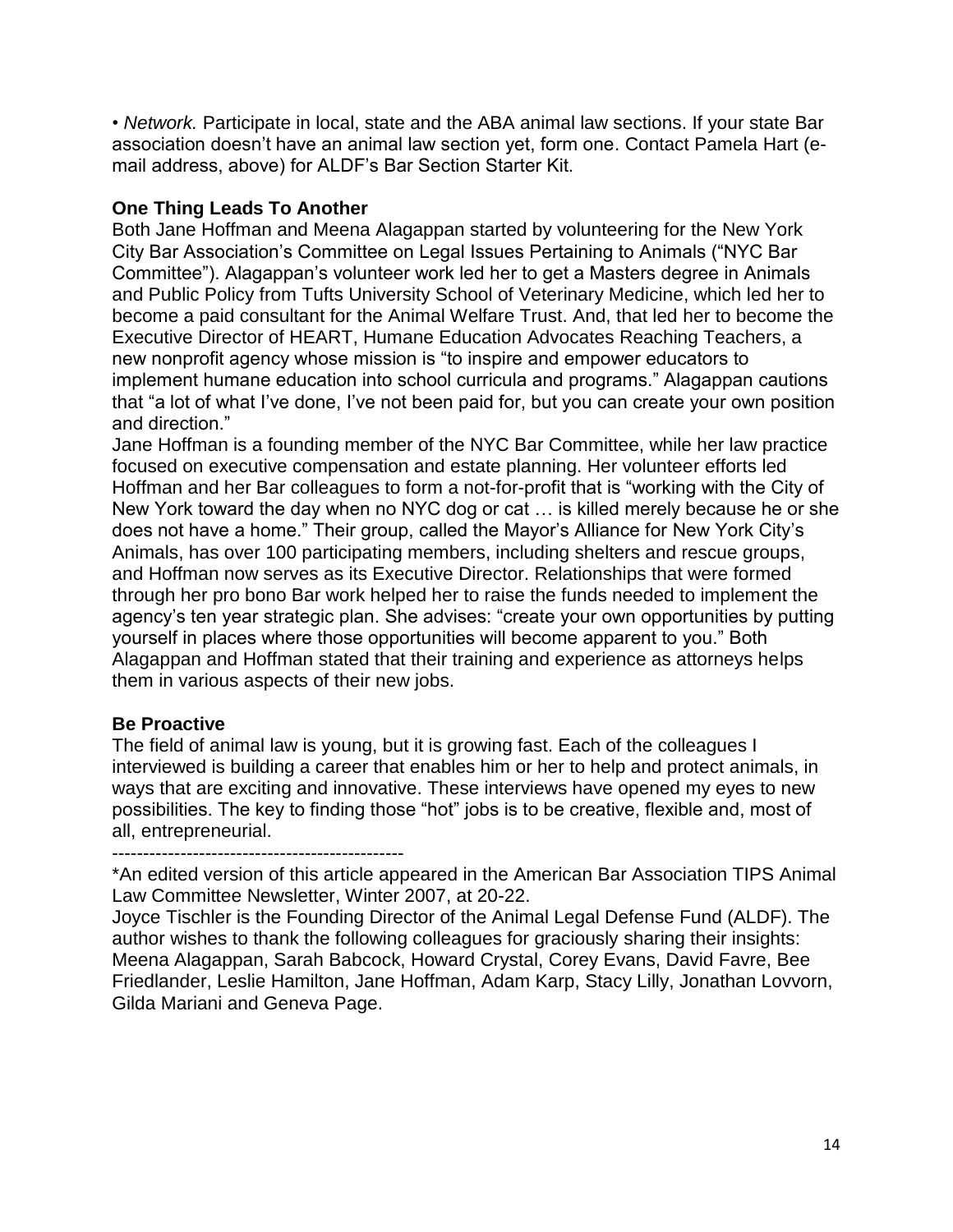• *Network.* Participate in local, state and the ABA animal law sections. If your state Bar association doesn't have an animal law section yet, form one. Contact Pamela Hart (e-mail address, above) for ALDF's Bar Section Starter Kit.

**One Thing Leads To Another**

Both Jane Hoffman and Meena Alagappan started by volunteering for the New York City Bar Association's Committee on Legal Issues Pertaining to Animals ("NYC Bar Committee"). Alagappan's volunteer work led her to get a Masters degree in Animals and Public Policy from Tufts University School of Veterinary Medicine, which led her to become a paid consultant for the Animal Welfare Trust. And, that led her to become the Executive Director of HEART, Humane Education Advocates Reaching Teachers, a new nonprofit agency whose mission is "to inspire and empower educators to implement humane education into school curricula and programs." Alagappan cautions that "a lot of what I've done, I've not been paid for, but you can create your own position and direction."

Jane Hoffman is a founding member of the NYC Bar Committee, while her law practice focused on executive compensation and estate planning. Her volunteer efforts led Hoffman and her Bar colleagues to form a not-for-profit that is "working with the City of New York toward the day when no NYC dog or cat … is killed merely because he or she does not have a home." Their group, called the Mayor's Alliance for New York City's Animals, has over 100 participating members, including shelters and rescue groups, and Hoffman now serves as its Executive Director. Relationships that were formed through her pro bono Bar work helped her to raise the funds needed to implement the agency's ten year strategic plan. She advises: "create your own opportunities by putting yourself in places where those opportunities will become apparent to you." Both Alagappan and Hoffman stated that their training and experience as attorneys helps them in various aspects of their new jobs.

**Be Proactive**

The field of animal law is young, but it is growing fast. Each of the colleagues I interviewed is building a career that enables him or her to help and protect animals, in ways that are exciting and innovative. These interviews have opened my eyes to new possibilities. The key to finding those "hot" jobs is to be creative, flexible and, most of all, entrepreneurial.

-----------------------------------------------

*An edited version of this article appeared in the American Bar Association TIPS Animal Law Committee Newsletter, Winter 2007, at 20-22.

Joyce Tischler is the Founding Director of the Animal Legal Defense Fund (ALDF). The author wishes to thank the following colleagues for graciously sharing their insights: Meena Alagappan, Sarah Babcock, Howard Crystal, Corey Evans, David Favre, Bee Friedlander, Leslie Hamilton, Jane Hoffman, Adam Karp, Stacy Lilly, Jonathan Lovvorn, Gilda Mariani and Geneva Page.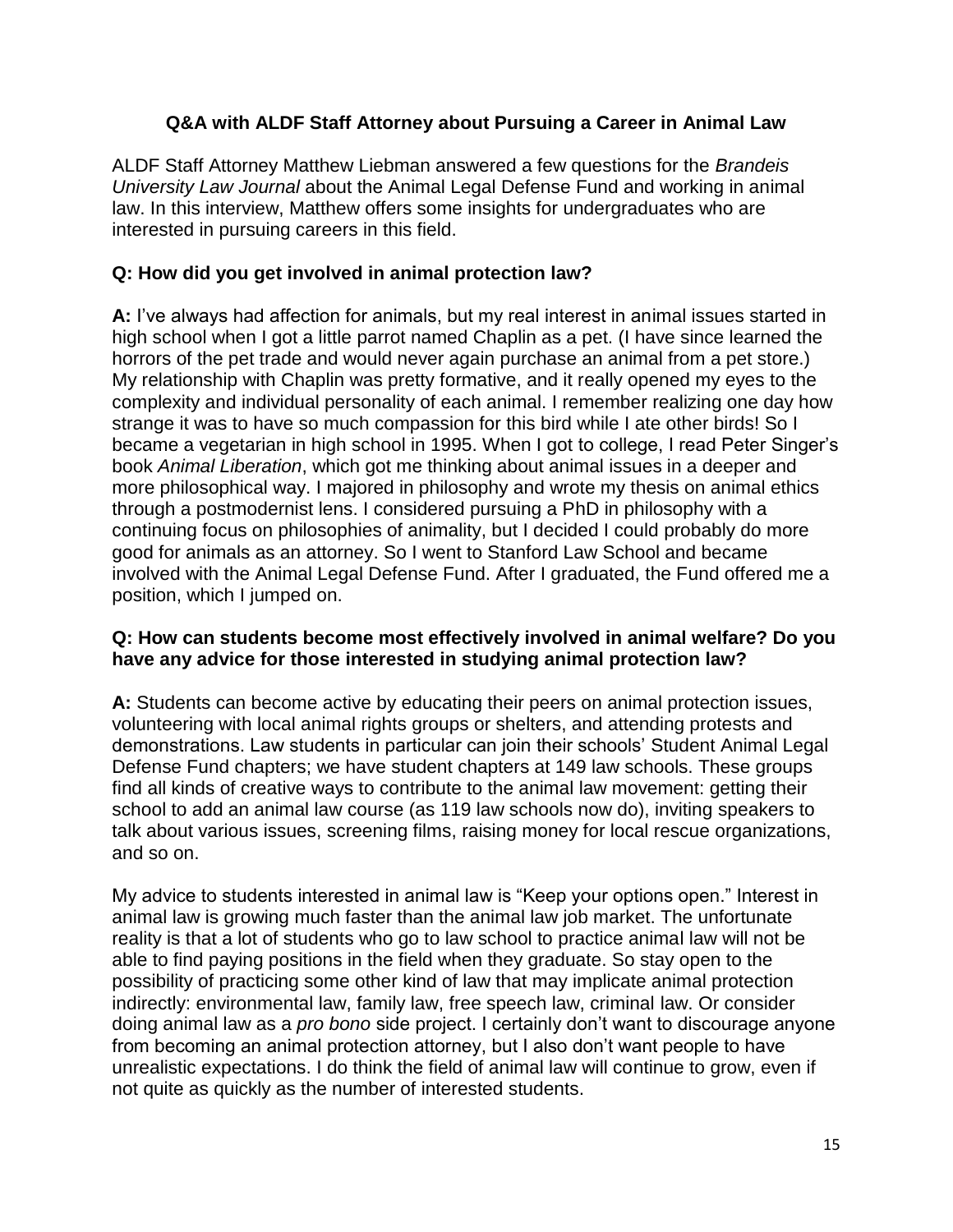## Q&A with ALDF Staff Attorney about Pursuing a Career in Animal Law

ALDF Staff Attorney Matthew Liebman answered a few questions for the *Brandeis University Law Journal* about the Animal Legal Defense Fund and working in animal law. In this interview, Matthew offers some insights for undergraduates who are interested in pursuing careers in this field.

### Q: How did you get involved in animal protection law?

**A:** I've always had affection for animals, but my real interest in animal issues started in high school when I got a little parrot named Chaplin as a pet. (I have since learned the horrors of the pet trade and would never again purchase an animal from a pet store.) My relationship with Chaplin was pretty formative, and it really opened my eyes to the complexity and individual personality of each animal. I remember realizing one day how strange it was to have so much compassion for this bird while I ate other birds! So I became a vegetarian in high school in 1995. When I got to college, I read Peter Singer's book *Animal Liberation*, which got me thinking about animal issues in a deeper and more philosophical way. I majored in philosophy and wrote my thesis on animal ethics through a postmodernist lens. I considered pursuing a PhD in philosophy with a continuing focus on philosophies of animality, but I decided I could probably do more good for animals as an attorney. So I went to Stanford Law School and became involved with the Animal Legal Defense Fund. After I graduated, the Fund offered me a position, which I jumped on.

### Q: How can students become most effectively involved in animal welfare? Do you have any advice for those interested in studying animal protection law?

**A:** Students can become active by educating their peers on animal protection issues, volunteering with local animal rights groups or shelters, and attending protests and demonstrations. Law students in particular can join their schools' Student Animal Legal Defense Fund chapters; we have student chapters at 149 law schools. These groups find all kinds of creative ways to contribute to the animal law movement: getting their school to add an animal law course (as 119 law schools now do), inviting speakers to talk about various issues, screening films, raising money for local rescue organizations, and so on.

My advice to students interested in animal law is "Keep your options open." Interest in animal law is growing much faster than the animal law job market. The unfortunate reality is that a lot of students who go to law school to practice animal law will not be able to find paying positions in the field when they graduate. So stay open to the possibility of practicing some other kind of law that may implicate animal protection indirectly: environmental law, family law, free speech law, criminal law. Or consider doing animal law as a *pro bono* side project. I certainly don't want to discourage anyone from becoming an animal protection attorney, but I also don't want people to have unrealistic expectations. I do think the field of animal law will continue to grow, even if not quite as quickly as the number of interested students.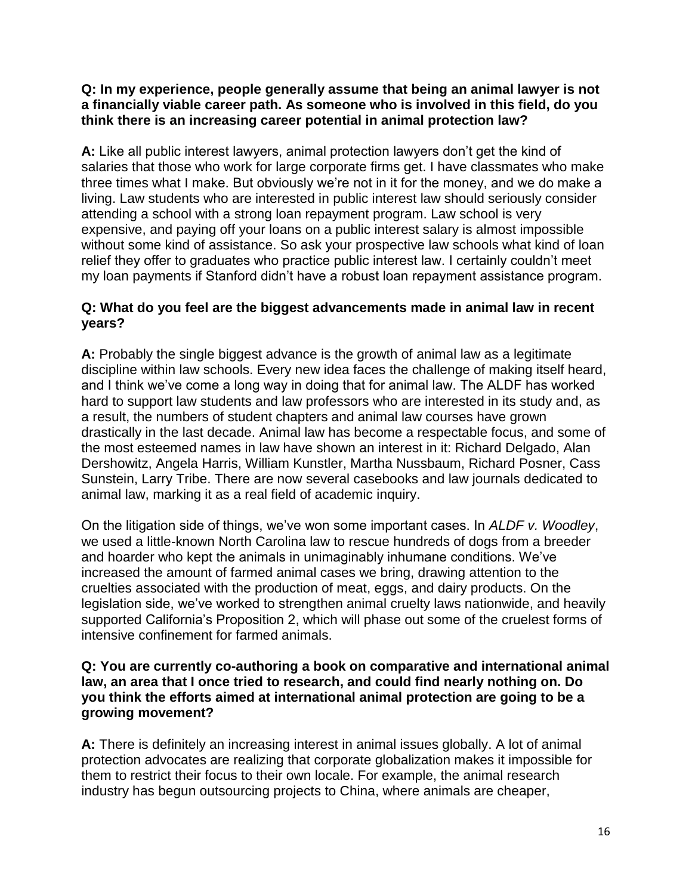**Q: In my experience, people generally assume that being an animal lawyer is not a financially viable career path. As someone who is involved in this field, do you think there is an increasing career potential in animal protection law?**

**A:** Like all public interest lawyers, animal protection lawyers don't get the kind of salaries that those who work for large corporate firms get. I have classmates who make three times what I make. But obviously we're not in it for the money, and we do make a living. Law students who are interested in public interest law should seriously consider attending a school with a strong loan repayment program. Law school is very expensive, and paying off your loans on a public interest salary is almost impossible without some kind of assistance. So ask your prospective law schools what kind of loan relief they offer to graduates who practice public interest law. I certainly couldn't meet my loan payments if Stanford didn't have a robust loan repayment assistance program.

**Q: What do you feel are the biggest advancements made in animal law in recent years?**

**A:** Probably the single biggest advance is the growth of animal law as a legitimate discipline within law schools. Every new idea faces the challenge of making itself heard, and I think we've come a long way in doing that for animal law. The ALDF has worked hard to support law students and law professors who are interested in its study and, as a result, the numbers of student chapters and animal law courses have grown drastically in the last decade. Animal law has become a respectable focus, and some of the most esteemed names in law have shown an interest in it: Richard Delgado, Alan Dershowitz, Angela Harris, William Kunstler, Martha Nussbaum, Richard Posner, Cass Sunstein, Larry Tribe. There are now several casebooks and law journals dedicated to animal law, marking it as a real field of academic inquiry.

On the litigation side of things, we've won some important cases. In *ALDF v. Woodley*, we used a little-known North Carolina law to rescue hundreds of dogs from a breeder and hoarder who kept the animals in unimaginably inhumane conditions. We've increased the amount of farmed animal cases we bring, drawing attention to the cruelties associated with the production of meat, eggs, and dairy products. On the legislation side, we've worked to strengthen animal cruelty laws nationwide, and heavily supported California's Proposition 2, which will phase out some of the cruelest forms of intensive confinement for farmed animals.

**Q: You are currently co-authoring a book on comparative and international animal law, an area that I once tried to research, and could find nearly nothing on. Do you think the efforts aimed at international animal protection are going to be a growing movement?**

**A:** There is definitely an increasing interest in animal issues globally. A lot of animal protection advocates are realizing that corporate globalization makes it impossible for them to restrict their focus to their own locale. For example, the animal research industry has begun outsourcing projects to China, where animals are cheaper,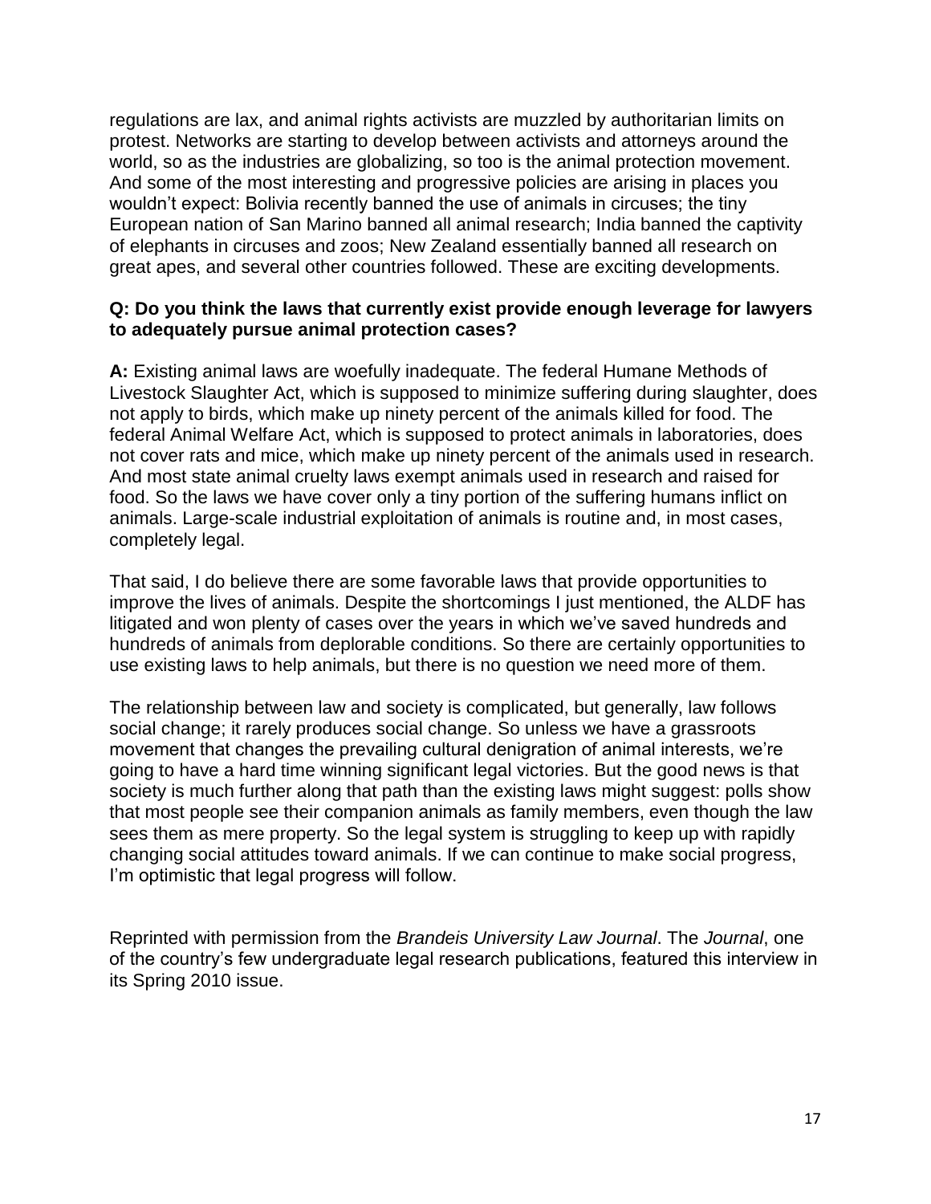regulations are lax, and animal rights activists are muzzled by authoritarian limits on protest. Networks are starting to develop between activists and attorneys around the world, so as the industries are globalizing, so too is the animal protection movement. And some of the most interesting and progressive policies are arising in places you wouldn't expect: Bolivia recently banned the use of animals in circuses; the tiny European nation of San Marino banned all animal research; India banned the captivity of elephants in circuses and zoos; New Zealand essentially banned all research on great apes, and several other countries followed. These are exciting developments.

**Q: Do you think the laws that currently exist provide enough leverage for lawyers to adequately pursue animal protection cases?**

**A:** Existing animal laws are woefully inadequate. The federal Humane Methods of Livestock Slaughter Act, which is supposed to minimize suffering during slaughter, does not apply to birds, which make up ninety percent of the animals killed for food. The federal Animal Welfare Act, which is supposed to protect animals in laboratories, does not cover rats and mice, which make up ninety percent of the animals used in research. And most state animal cruelty laws exempt animals used in research and raised for food. So the laws we have cover only a tiny portion of the suffering humans inflict on animals. Large-scale industrial exploitation of animals is routine and, in most cases, completely legal.

That said, I do believe there are some favorable laws that provide opportunities to improve the lives of animals. Despite the shortcomings I just mentioned, the ALDF has litigated and won plenty of cases over the years in which we've saved hundreds and hundreds of animals from deplorable conditions. So there are certainly opportunities to use existing laws to help animals, but there is no question we need more of them.

The relationship between law and society is complicated, but generally, law follows social change; it rarely produces social change. So unless we have a grassroots movement that changes the prevailing cultural denigration of animal interests, we're going to have a hard time winning significant legal victories. But the good news is that society is much further along that path than the existing laws might suggest: polls show that most people see their companion animals as family members, even though the law sees them as mere property. So the legal system is struggling to keep up with rapidly changing social attitudes toward animals. If we can continue to make social progress, I'm optimistic that legal progress will follow.

Reprinted with permission from the *Brandeis University Law Journal*. The *Journal*, one of the country's few undergraduate legal research publications, featured this interview in its Spring 2010 issue.